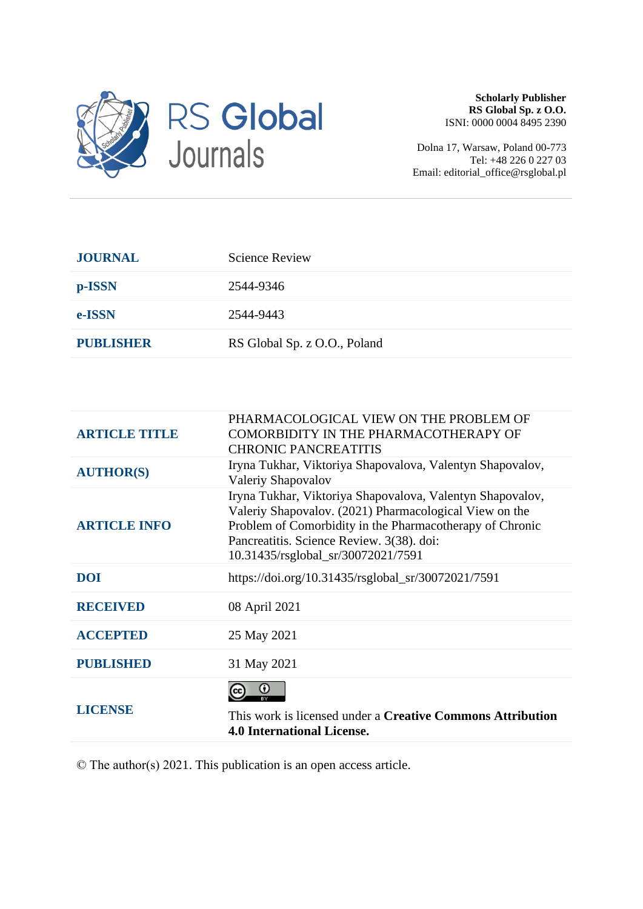**Scholarly Publisher**
**RS Global Sp. z O.O.**
ISNI: 0000 0004 8495 2390

Dolna 17, Warsaw, Poland 00-773
Tel: +48 226 0 227 03
Email: editorial_office@rsglobal.pl

| | |
|---|---|
| **JOURNAL** | Science Review |
| **p-ISSN** | 2544-9346 |
| **e-ISSN** | 2544-9443 |
| **PUBLISHER** | RS Global Sp. z O.O., Poland |

| | |
|---|---|
| **ARTICLE TITLE** | PHARMACOLOGICAL VIEW ON THE PROBLEM OF COMORBIDITY IN THE PHARMACOTHERAPY OF CHRONIC PANCREATITIS |
| **AUTHOR(S)** | Iryna Tukhar, Viktoriya Shapovalova, Valentyn Shapovalov, Valeriy Shapovalov |
| **ARTICLE INFO** | Iryna Tukhar, Viktoriya Shapovalova, Valentyn Shapovalov, Valeriy Shapovalov. (2021) Pharmacological View on the Problem of Comorbidity in the Pharmacotherapy of Chronic Pancreatitis. Science Review. 3(38). doi: 10.31435/rsglobal_sr/30072021/7591 |
| **DOI** | https://doi.org/10.31435/rsglobal_sr/30072021/7591 |
| **RECEIVED** | 08 April 2021 |
| **ACCEPTED** | 25 May 2021 |
| **PUBLISHED** | 31 May 2021 |
| **LICENSE** | This work is licensed under a **Creative Commons Attribution 4.0 International License.** |

© The author(s) 2021. This publication is an open access article.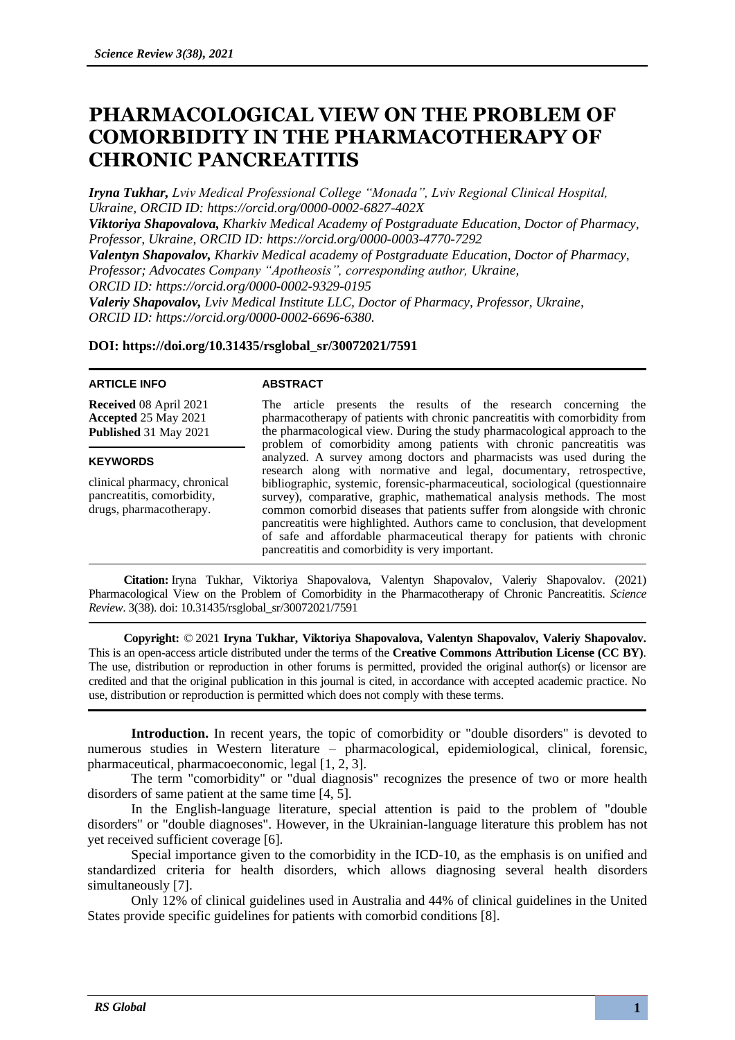# PHARMACOLOGICAL VIEW ON THE PROBLEM OF COMORBIDITY IN THE PHARMACOTHERAPY OF CHRONIC PANCREATITIS

***Iryna Tukhar,*** *Lviv Medical Professional College "Monada", Lviv Regional Clinical Hospital, Ukraine, ORCID ID: https://orcid.org/0000-0002-6827-402X*
***Viktoriya Shapovalova,*** *Kharkiv Medical Academy of Postgraduate Education, Doctor of Pharmacy, Professor, Ukraine, ORCID ID: https://orcid.org/0000-0003-4770-7292*
***Valentyn Shapovalov,*** *Kharkiv Medical academy of Postgraduate Education, Doctor of Pharmacy, Professor; Advocates Company "Apotheosis", corresponding author, Ukraine, ORCID ID: https://orcid.org/0000-0002-9329-0195*
***Valeriy Shapovalov,*** *Lviv Medical Institute LLC, Doctor of Pharmacy, Professor, Ukraine, ORCID ID: https://orcid.org/0000-0002-6696-6380.*

**DOI: https://doi.org/10.31435/rsglobal_sr/30072021/7591**

**ARTICLE INFO**

**Received** 08 April 2021
**Accepted** 25 May 2021
**Published** 31 May 2021

**KEYWORDS**

clinical pharmacy, chronical pancreatitis, comorbidity, drugs, pharmacotherapy.

**ABSTRACT**

The article presents the results of the research concerning the pharmacotherapy of patients with chronic pancreatitis with comorbidity from the pharmacological view. During the study pharmacological approach to the problem of comorbidity among patients with chronic pancreatitis was analyzed. A survey among doctors and pharmacists was used during the research along with normative and legal, documentary, retrospective, bibliographic, systemic, forensic-pharmaceutical, sociological (questionnaire survey), comparative, graphic, mathematical analysis methods. The most common comorbid diseases that patients suffer from alongside with chronic pancreatitis were highlighted. Authors came to conclusion, that development of safe and affordable pharmaceutical therapy for patients with chronic pancreatitis and comorbidity is very important.

**Citation:** Iryna Tukhar, Viktoriya Shapovalova, Valentyn Shapovalov, Valeriy Shapovalov. (2021) Pharmacological View on the Problem of Comorbidity in the Pharmacotherapy of Chronic Pancreatitis. *Science Review*. 3(38). doi: 10.31435/rsglobal_sr/30072021/7591

**Copyright:** © 2021 **Iryna Tukhar, Viktoriya Shapovalova, Valentyn Shapovalov, Valeriy Shapovalov.** This is an open-access article distributed under the terms of the **Creative Commons Attribution License (CC BY)**. The use, distribution or reproduction in other forums is permitted, provided the original author(s) or licensor are credited and that the original publication in this journal is cited, in accordance with accepted academic practice. No use, distribution or reproduction is permitted which does not comply with these terms.

**Introduction.** In recent years, the topic of comorbidity or "double disorders" is devoted to numerous studies in Western literature – pharmacological, epidemiological, clinical, forensic, pharmaceutical, pharmacoeconomic, legal [1, 2, 3].

The term "comorbidity" or "dual diagnosis" recognizes the presence of two or more health disorders of same patient at the same time [4, 5].

In the English-language literature, special attention is paid to the problem of "double disorders" or "double diagnoses". However, in the Ukrainian-language literature this problem has not yet received sufficient coverage [6].

Special importance given to the comorbidity in the ICD-10, as the emphasis is on unified and standardized criteria for health disorders, which allows diagnosing several health disorders simultaneously [7].

Only 12% of clinical guidelines used in Australia and 44% of clinical guidelines in the United States provide specific guidelines for patients with comorbid conditions [8].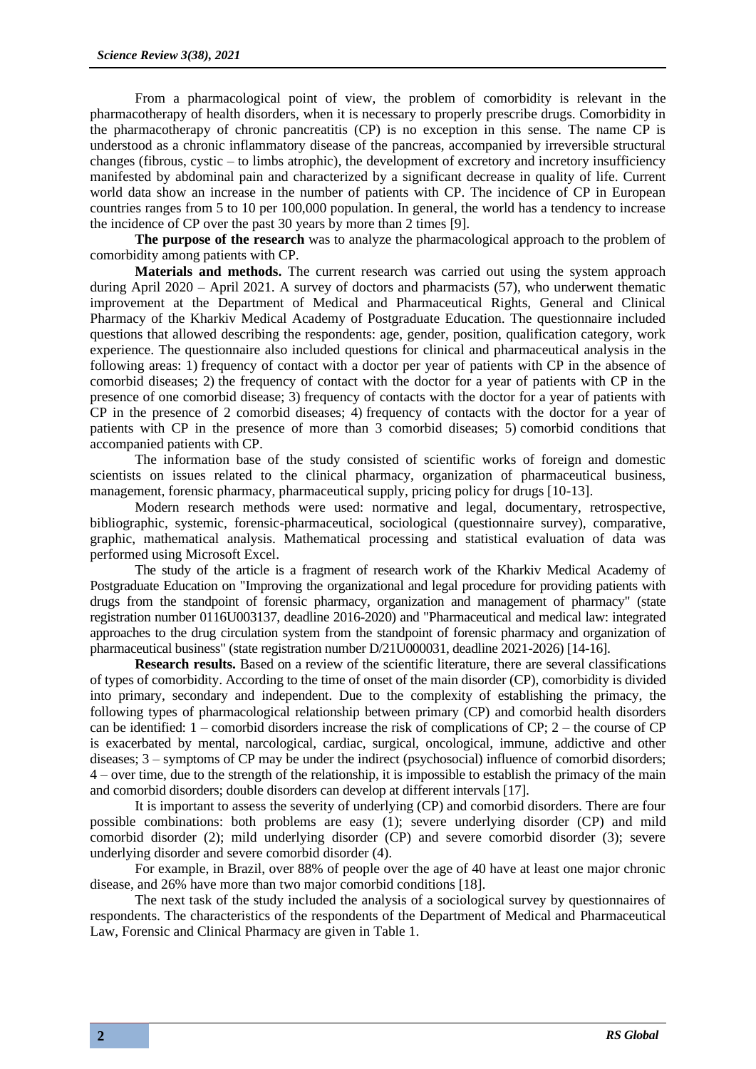From a pharmacological point of view, the problem of comorbidity is relevant in the pharmacotherapy of health disorders, when it is necessary to properly prescribe drugs. Comorbidity in the pharmacotherapy of chronic pancreatitis (CP) is no exception in this sense. The name CP is understood as a chronic inflammatory disease of the pancreas, accompanied by irreversible structural changes (fibrous, cystic – to limbs atrophic), the development of excretory and incretory insufficiency manifested by abdominal pain and characterized by a significant decrease in quality of life. Current world data show an increase in the number of patients with CP. The incidence of CP in European countries ranges from 5 to 10 per 100,000 population. In general, the world has a tendency to increase the incidence of CP over the past 30 years by more than 2 times [9].

**The purpose of the research** was to analyze the pharmacological approach to the problem of comorbidity among patients with CP.

**Materials and methods.** The current research was carried out using the system approach during April 2020 – April 2021. A survey of doctors and pharmacists (57), who underwent thematic improvement at the Department of Medical and Pharmaceutical Rights, General and Clinical Pharmacy of the Kharkiv Medical Academy of Postgraduate Education. The questionnaire included questions that allowed describing the respondents: age, gender, position, qualification category, work experience. The questionnaire also included questions for clinical and pharmaceutical analysis in the following areas: 1) frequency of contact with a doctor per year of patients with CP in the absence of comorbid diseases; 2) the frequency of contact with the doctor for a year of patients with CP in the presence of one comorbid disease; 3) frequency of contacts with the doctor for a year of patients with CP in the presence of 2 comorbid diseases; 4) frequency of contacts with the doctor for a year of patients with CP in the presence of more than 3 comorbid diseases; 5) comorbid conditions that accompanied patients with CP.

The information base of the study consisted of scientific works of foreign and domestic scientists on issues related to the clinical pharmacy, organization of pharmaceutical business, management, forensic pharmacy, pharmaceutical supply, pricing policy for drugs [10-13].

Modern research methods were used: normative and legal, documentary, retrospective, bibliographic, systemic, forensic-pharmaceutical, sociological (questionnaire survey), comparative, graphic, mathematical analysis. Mathematical processing and statistical evaluation of data was performed using Microsoft Excel.

The study of the article is a fragment of research work of the Kharkiv Medical Academy of Postgraduate Education on "Improving the organizational and legal procedure for providing patients with drugs from the standpoint of forensic pharmacy, organization and management of pharmacy" (state registration number 0116U003137, deadline 2016-2020) and "Pharmaceutical and medical law: integrated approaches to the drug circulation system from the standpoint of forensic pharmacy and organization of pharmaceutical business" (state registration number D/21U000031, deadline 2021-2026) [14-16].

**Research results.** Based on a review of the scientific literature, there are several classifications of types of comorbidity. According to the time of onset of the main disorder (CP), comorbidity is divided into primary, secondary and independent. Due to the complexity of establishing the primacy, the following types of pharmacological relationship between primary (CP) and comorbid health disorders can be identified: 1 – comorbid disorders increase the risk of complications of CP; 2 – the course of CP is exacerbated by mental, narcological, cardiac, surgical, oncological, immune, addictive and other diseases; 3 – symptoms of CP may be under the indirect (psychosocial) influence of comorbid disorders; 4 – over time, due to the strength of the relationship, it is impossible to establish the primacy of the main and comorbid disorders; double disorders can develop at different intervals [17].

It is important to assess the severity of underlying (CP) and comorbid disorders. There are four possible combinations: both problems are easy (1); severe underlying disorder (CP) and mild comorbid disorder (2); mild underlying disorder (CP) and severe comorbid disorder (3); severe underlying disorder and severe comorbid disorder (4).

For example, in Brazil, over 88% of people over the age of 40 have at least one major chronic disease, and 26% have more than two major comorbid conditions [18].

The next task of the study included the analysis of a sociological survey by questionnaires of respondents. The characteristics of the respondents of the Department of Medical and Pharmaceutical Law, Forensic and Clinical Pharmacy are given in Table 1.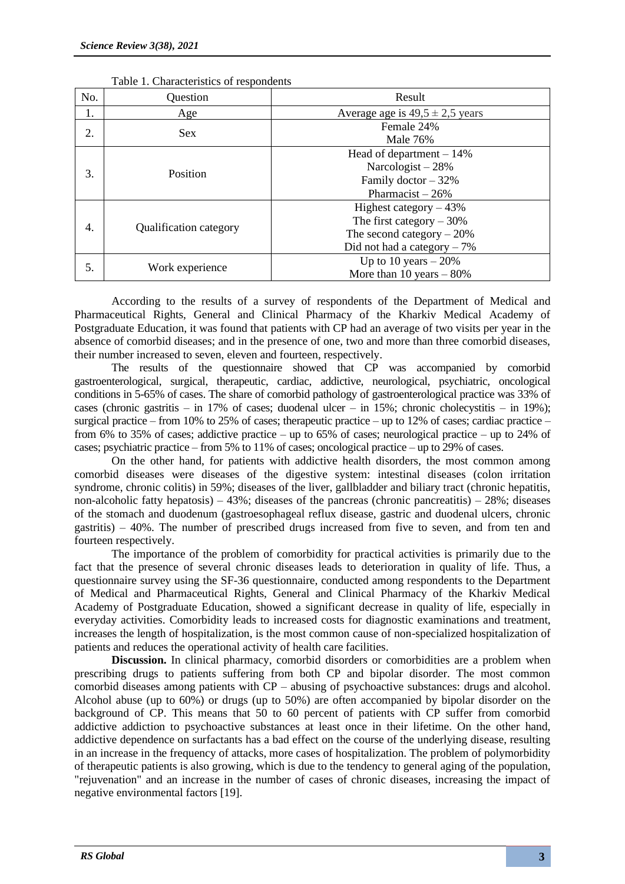Table 1. Characteristics of respondents

| No. | Question | Result |
|---|---|---|
| 1. | Age | Average age is 49,5 ± 2,5 years |
| 2. | Sex | Female 24%<br>Male 76% |
| 3. | Position | Head of department – 14%<br>Narcologist – 28%<br>Family doctor – 32%<br>Pharmacist – 26% |
| 4. | Qualification category | Highest category – 43%<br>The first category – 30%<br>The second category – 20%<br>Did not had a category – 7% |
| 5. | Work experience | Up to 10 years – 20%<br>More than 10 years – 80% |

According to the results of a survey of respondents of the Department of Medical and Pharmaceutical Rights, General and Clinical Pharmacy of the Kharkiv Medical Academy of Postgraduate Education, it was found that patients with CP had an average of two visits per year in the absence of comorbid diseases; and in the presence of one, two and more than three comorbid diseases, their number increased to seven, eleven and fourteen, respectively.

The results of the questionnaire showed that CP was accompanied by comorbid gastroenterological, surgical, therapeutic, cardiac, addictive, neurological, psychiatric, oncological conditions in 5-65% of cases. The share of comorbid pathology of gastroenterological practice was 33% of cases (chronic gastritis – in 17% of cases; duodenal ulcer – in 15%; chronic cholecystitis – in 19%); surgical practice – from 10% to 25% of cases; therapeutic practice – up to 12% of cases; cardiac practice – from 6% to 35% of cases; addictive practice – up to 65% of cases; neurological practice – up to 24% of cases; psychiatric practice – from 5% to 11% of cases; oncological practice – up to 29% of cases.

On the other hand, for patients with addictive health disorders, the most common among comorbid diseases were diseases of the digestive system: intestinal diseases (colon irritation syndrome, chronic colitis) in 59%; diseases of the liver, gallbladder and biliary tract (chronic hepatitis, non-alcoholic fatty hepatosis) – 43%; diseases of the pancreas (chronic pancreatitis) – 28%; diseases of the stomach and duodenum (gastroesophageal reflux disease, gastric and duodenal ulcers, chronic gastritis) – 40%. The number of prescribed drugs increased from five to seven, and from ten and fourteen respectively.

The importance of the problem of comorbidity for practical activities is primarily due to the fact that the presence of several chronic diseases leads to deterioration in quality of life. Thus, a questionnaire survey using the SF-36 questionnaire, conducted among respondents to the Department of Medical and Pharmaceutical Rights, General and Clinical Pharmacy of the Kharkiv Medical Academy of Postgraduate Education, showed a significant decrease in quality of life, especially in everyday activities. Comorbidity leads to increased costs for diagnostic examinations and treatment, increases the length of hospitalization, is the most common cause of non-specialized hospitalization of patients and reduces the operational activity of health care facilities.

**Discussion.** In clinical pharmacy, comorbid disorders or comorbidities are a problem when prescribing drugs to patients suffering from both CP and bipolar disorder. The most common comorbid diseases among patients with CP – abusing of psychoactive substances: drugs and alcohol. Alcohol abuse (up to 60%) or drugs (up to 50%) are often accompanied by bipolar disorder on the background of CP. This means that 50 to 60 percent of patients with CP suffer from comorbid addictive addiction to psychoactive substances at least once in their lifetime. On the other hand, addictive dependence on surfactants has a bad effect on the course of the underlying disease, resulting in an increase in the frequency of attacks, more cases of hospitalization. The problem of polymorbidity of therapeutic patients is also growing, which is due to the tendency to general aging of the population, "rejuvenation" and an increase in the number of cases of chronic diseases, increasing the impact of negative environmental factors [19].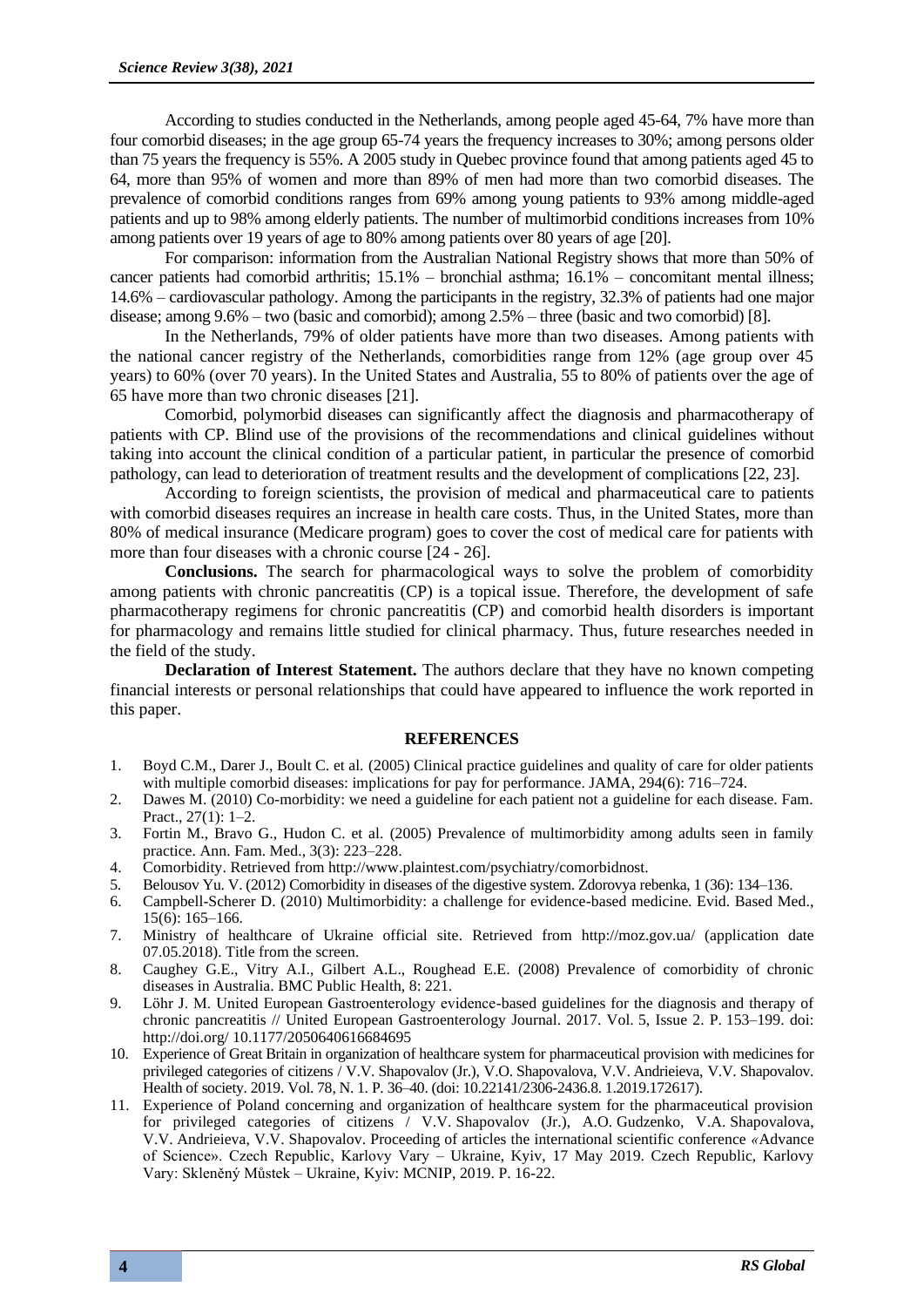According to studies conducted in the Netherlands, among people aged 45-64, 7% have more than four comorbid diseases; in the age group 65-74 years the frequency increases to 30%; among persons older than 75 years the frequency is 55%. A 2005 study in Quebec province found that among patients aged 45 to 64, more than 95% of women and more than 89% of men had more than two comorbid diseases. The prevalence of comorbid conditions ranges from 69% among young patients to 93% among middle-aged patients and up to 98% among elderly patients. The number of multimorbid conditions increases from 10% among patients over 19 years of age to 80% among patients over 80 years of age [20].

For comparison: information from the Australian National Registry shows that more than 50% of cancer patients had comorbid arthritis; 15.1% – bronchial asthma; 16.1% – concomitant mental illness; 14.6% – cardiovascular pathology. Among the participants in the registry, 32.3% of patients had one major disease; among 9.6% – two (basic and comorbid); among 2.5% – three (basic and two comorbid) [8].

In the Netherlands, 79% of older patients have more than two diseases. Among patients with the national cancer registry of the Netherlands, comorbidities range from 12% (age group over 45 years) to 60% (over 70 years). In the United States and Australia, 55 to 80% of patients over the age of 65 have more than two chronic diseases [21].

Comorbid, polymorbid diseases can significantly affect the diagnosis and pharmacotherapy of patients with CP. Blind use of the provisions of the recommendations and clinical guidelines without taking into account the clinical condition of a particular patient, in particular the presence of comorbid pathology, can lead to deterioration of treatment results and the development of complications [22, 23].

According to foreign scientists, the provision of medical and pharmaceutical care to patients with comorbid diseases requires an increase in health care costs. Thus, in the United States, more than 80% of medical insurance (Medicare program) goes to cover the cost of medical care for patients with more than four diseases with a chronic course [24 - 26].

**Conclusions.** The search for pharmacological ways to solve the problem of comorbidity among patients with chronic pancreatitis (CP) is a topical issue. Therefore, the development of safe pharmacotherapy regimens for chronic pancreatitis (CP) and comorbid health disorders is important for pharmacology and remains little studied for clinical pharmacy. Thus, future researches needed in the field of the study.

**Declaration of Interest Statement.** The authors declare that they have no known competing financial interests or personal relationships that could have appeared to influence the work reported in this paper.

## REFERENCES

1. Boyd C.M., Darer J., Boult C. et al. (2005) Clinical practice guidelines and quality of care for older patients with multiple comorbid diseases: implications for pay for performance. JAMA, 294(6): 716–724.
2. Dawes M. (2010) Co-morbidity: we need a guideline for each patient not a guideline for each disease. Fam. Pract., 27(1): 1–2.
3. Fortin M., Bravo G., Hudon C. et al. (2005) Prevalence of multimorbidity among adults seen in family practice. Ann. Fam. Med., 3(3): 223–228.
4. Comorbidity. Retrieved from http://www.plaintest.com/psychiatry/comorbidnost.
5. Belousov Yu. V. (2012) Comorbidity in diseases of the digestive system. Zdorovya rebenka, 1 (36): 134–136.
6. Campbell-Scherer D. (2010) Multimorbidity: a challenge for evidence-based medicine. Evid. Based Med., 15(6): 165–166.
7. Ministry of healthcare of Ukraine official site. Retrieved from http://moz.gov.ua/ (application date 07.05.2018). Title from the screen.
8. Caughey G.E., Vitry A.I., Gilbert A.L., Roughead E.E. (2008) Prevalence of comorbidity of chronic diseases in Australia. BMC Public Health, 8: 221.
9. Löhr J. M. United European Gastroenterology evidence-based guidelines for the diagnosis and therapy of chronic pancreatitis // United European Gastroenterology Journal. 2017. Vol. 5, Issue 2. P. 153–199. doi: http://doi.org/ 10.1177/2050640616684695
10. Experience of Great Britain in organization of healthcare system for pharmaceutical provision with medicines for privileged categories of citizens / V.V. Shapovalov (Jr.), V.O. Shapovalova, V.V. Andrieieva, V.V. Shapovalov. Health of society. 2019. Vol. 78, N. 1. P. 36–40. (doi: 10.22141/2306-2436.8. 1.2019.172617).
11. Experience of Poland concerning and organization of healthcare system for the pharmaceutical provision for privileged categories of citizens / V.V. Shapovalov (Jr.), A.O. Gudzenko, V.A. Shapovalova, V.V. Andrieieva, V.V. Shapovalov. Proceeding of articles the international scientific conference «Advance of Science». Czech Republic, Karlovy Vary – Ukraine, Kyiv, 17 May 2019. Czech Republic, Karlovy Vary: Skleněný Můstek – Ukraine, Kyiv: MCNIP, 2019. P. 16-22.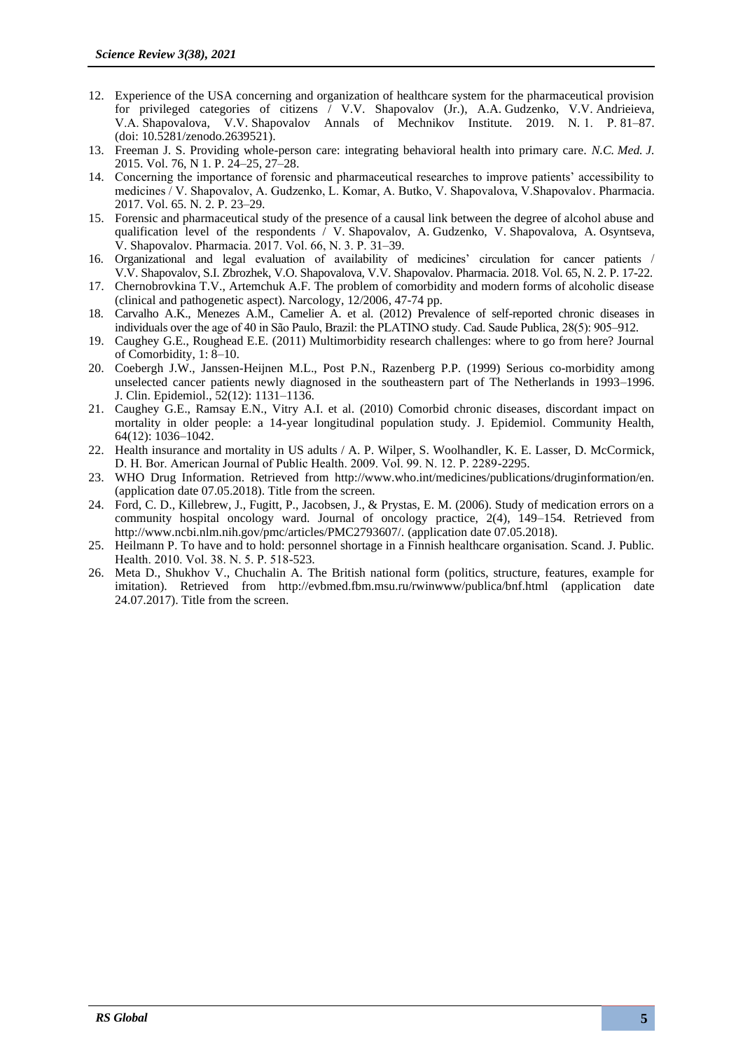12. Experience of the USA concerning and organization of healthcare system for the pharmaceutical provision for privileged categories of citizens / V.V. Shapovalov (Jr.), A.A. Gudzenko, V.V. Andrieieva, V.A. Shapovalova, V.V. Shapovalov Annals of Mechnikov Institute. 2019. N. 1. P. 81–87. (doi: 10.5281/zenodo.2639521).
13. Freeman J. S. Providing whole-person care: integrating behavioral health into primary care. *N.C. Med. J.* 2015. Vol. 76, N 1. P. 24–25, 27–28.
14. Concerning the importance of forensic and pharmaceutical researches to improve patients' accessibility to medicines / V. Shapovalov, A. Gudzenko, L. Komar, A. Butko, V. Shapovalova, V.Shapovalov. Pharmacia. 2017. Vol. 65. N. 2. P. 23–29.
15. Forensic and pharmaceutical study of the presence of a causal link between the degree of alcohol abuse and qualification level of the respondents / V. Shapovalov, A. Gudzenko, V. Shapovalova, A. Osyntseva, V. Shapovalov. Pharmacia. 2017. Vol. 66, N. 3. P. 31–39.
16. Organizational and legal evaluation of availability of medicines' circulation for cancer patients / V.V. Shapovalov, S.I. Zbrozhek, V.O. Shapovalova, V.V. Shapovalov. Pharmacia. 2018. Vol. 65, N. 2. P. 17-22.
17. Chernobrovkina T.V., Artemchuk A.F. The problem of comorbidity and modern forms of alcoholic disease (clinical and pathogenetic aspect). Narcology, 12/2006, 47-74 pp.
18. Carvalho A.K., Menezes A.M., Camelier A. et al. (2012) Prevalence of self-reported chronic diseases in individuals over the age of 40 in São Paulo, Brazil: the PLATINO study. Cad. Saude Publica, 28(5): 905–912.
19. Caughey G.E., Roughead E.E. (2011) Multimorbidity research challenges: where to go from here? Journal of Comorbidity, 1: 8–10.
20. Coebergh J.W., Janssen-Heijnen M.L., Post P.N., Razenberg P.P. (1999) Serious co-morbidity among unselected cancer patients newly diagnosed in the southeastern part of The Netherlands in 1993–1996. J. Clin. Epidemiol., 52(12): 1131–1136.
21. Caughey G.E., Ramsay E.N., Vitry A.I. et al. (2010) Comorbid chronic diseases, discordant impact on mortality in older people: a 14-year longitudinal population study. J. Epidemiol. Community Health, 64(12): 1036–1042.
22. Health insurance and mortality in US adults / A. P. Wilper, S. Woolhandler, K. E. Lasser, D. McCormick, D. H. Bor. American Journal of Public Health. 2009. Vol. 99. N. 12. P. 2289-2295.
23. WHO Drug Information. Retrieved from http://www.who.int/medicines/publications/druginformation/en. (application date 07.05.2018). Title from the screen.
24. Ford, C. D., Killebrew, J., Fugitt, P., Jacobsen, J., & Prystas, E. M. (2006). Study of medication errors on a community hospital oncology ward. Journal of oncology practice, 2(4), 149–154. Retrieved from http://www.ncbi.nlm.nih.gov/pmc/articles/PMC2793607/. (application date 07.05.2018).
25. Heilmann P. To have and to hold: personnel shortage in a Finnish healthcare organisation. Scand. J. Public. Health. 2010. Vol. 38. N. 5. P. 518-523.
26. Meta D., Shukhov V., Chuchalin A. The British national form (politics, structure, features, example for imitation). Retrieved from http://evbmed.fbm.msu.ru/rwinwww/publica/bnf.html (application date 24.07.2017). Title from the screen.